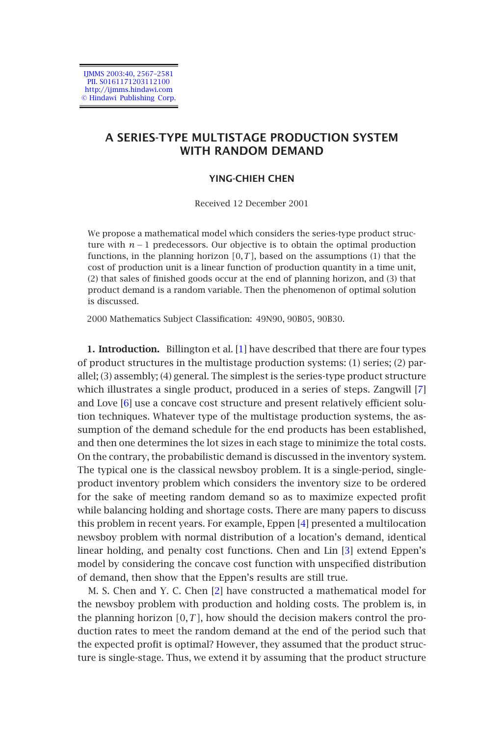# A SERIES-TYPE MULTISTAGE PRODUCTION SYSTEM WITH RANDOM DEMAND

**YING-CHIEH CHEN**

Received 12 December 2001

We propose a mathematical model which considers the series-type product structure with $n-1$ predecessors. Our objective is to obtain the optimal production functions, in the planning horizon $[0,T]$, based on the assumptions (1) that the cost of production unit is a linear function of production quantity in a time unit, (2) that sales of finished goods occur at the end of planning horizon, and (3) that product demand is a random variable. Then the phenomenon of optimal solution is discussed.

2000 Mathematics Subject Classification: 49N90, 90B05, 90B30.

**1. Introduction.** Billington et al. [1] have described that there are four types of product structures in the multistage production systems: (1) series; (2) parallel; (3) assembly; (4) general. The simplest is the series-type product structure which illustrates a single product, produced in a series of steps. Zangwill [7] and Love [6] use a concave cost structure and present relatively efficient solution techniques. Whatever type of the multistage production systems, the assumption of the demand schedule for the end products has been established, and then one determines the lot sizes in each stage to minimize the total costs. On the contrary, the probabilistic demand is discussed in the inventory system. The typical one is the classical newsboy problem. It is a single-period, single-product inventory problem which considers the inventory size to be ordered for the sake of meeting random demand so as to maximize expected profit while balancing holding and shortage costs. There are many papers to discuss this problem in recent years. For example, Eppen [4] presented a multilocation newsboy problem with normal distribution of a location's demand, identical linear holding, and penalty cost functions. Chen and Lin [3] extend Eppen's model by considering the concave cost function with unspecified distribution of demand, then show that the Eppen's results are still true.

M. S. Chen and Y. C. Chen [2] have constructed a mathematical model for the newsboy problem with production and holding costs. The problem is, in the planning horizon $[0,T]$, how should the decision makers control the production rates to meet the random demand at the end of the period such that the expected profit is optimal? However, they assumed that the product structure is single-stage. Thus, we extend it by assuming that the product structure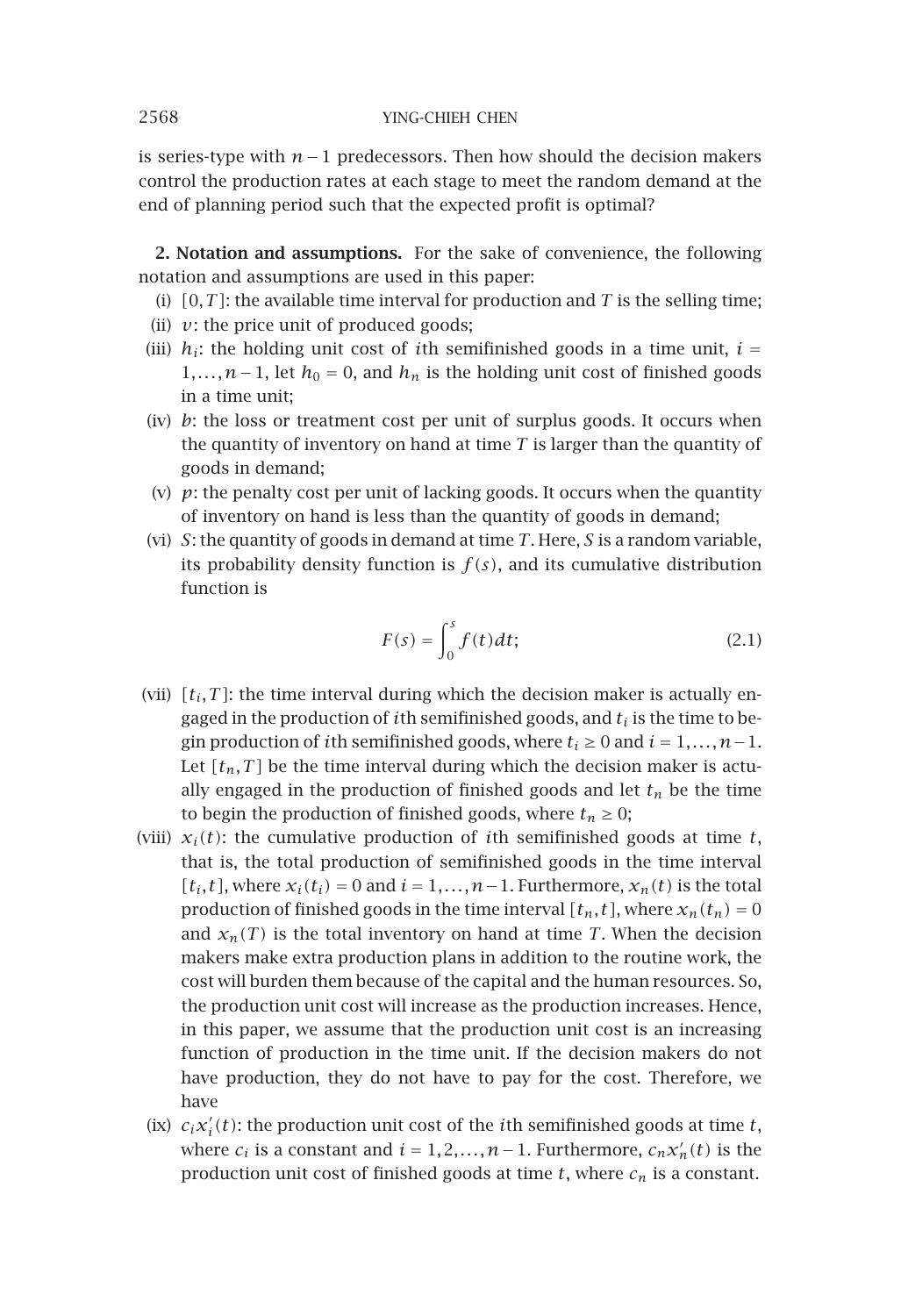is series-type with $n-1$ predecessors. Then how should the decision makers control the production rates at each stage to meet the random demand at the end of planning period such that the expected profit is optimal?

## 2. Notation and assumptions.

For the sake of convenience, the following notation and assumptions are used in this paper:

(i) $[0,T]$: the available time interval for production and $T$ is the selling time;

(ii) $v$: the price unit of produced goods;

(iii) $h_i$: the holding unit cost of $i$th semifinished goods in a time unit, $i = 1,\dots,n-1$, let $h_0 = 0$, and $h_n$ is the holding unit cost of finished goods in a time unit;

(iv) $b$: the loss or treatment cost per unit of surplus goods. It occurs when the quantity of inventory on hand at time $T$ is larger than the quantity of goods in demand;

(v) $p$: the penalty cost per unit of lacking goods. It occurs when the quantity of inventory on hand is less than the quantity of goods in demand;

(vi) $S$: the quantity of goods in demand at time $T$. Here, $S$ is a random variable, its probability density function is $f(s)$, and its cumulative distribution function is

$$F(s) = \int_0^s f(t)dt; \tag{2.1}$$

(vii) $[t_i,T]$: the time interval during which the decision maker is actually engaged in the production of $i$th semifinished goods, and $t_i$ is the time to begin production of $i$th semifinished goods, where $t_i \geq 0$ and $i = 1,\dots,n-1$. Let $[t_n,T]$ be the time interval during which the decision maker is actually engaged in the production of finished goods and let $t_n$ be the time to begin the production of finished goods, where $t_n \geq 0$;

(viii) $x_i(t)$: the cumulative production of $i$th semifinished goods at time $t$, that is, the total production of semifinished goods in the time interval $[t_i,t]$, where $x_i(t_i) = 0$ and $i = 1,\dots,n-1$. Furthermore, $x_n(t)$ is the total production of finished goods in the time interval $[t_n,t]$, where $x_n(t_n) = 0$ and $x_n(T)$ is the total inventory on hand at time $T$. When the decision makers make extra production plans in addition to the routine work, the cost will burden them because of the capital and the human resources. So, the production unit cost will increase as the production increases. Hence, in this paper, we assume that the production unit cost is an increasing function of production in the time unit. If the decision makers do not have production, they do not have to pay for the cost. Therefore, we have

(ix) $c_i x_i'(t)$: the production unit cost of the $i$th semifinished goods at time $t$, where $c_i$ is a constant and $i = 1,2,\dots,n-1$. Furthermore, $c_n x_n'(t)$ is the production unit cost of finished goods at time $t$, where $c_n$ is a constant.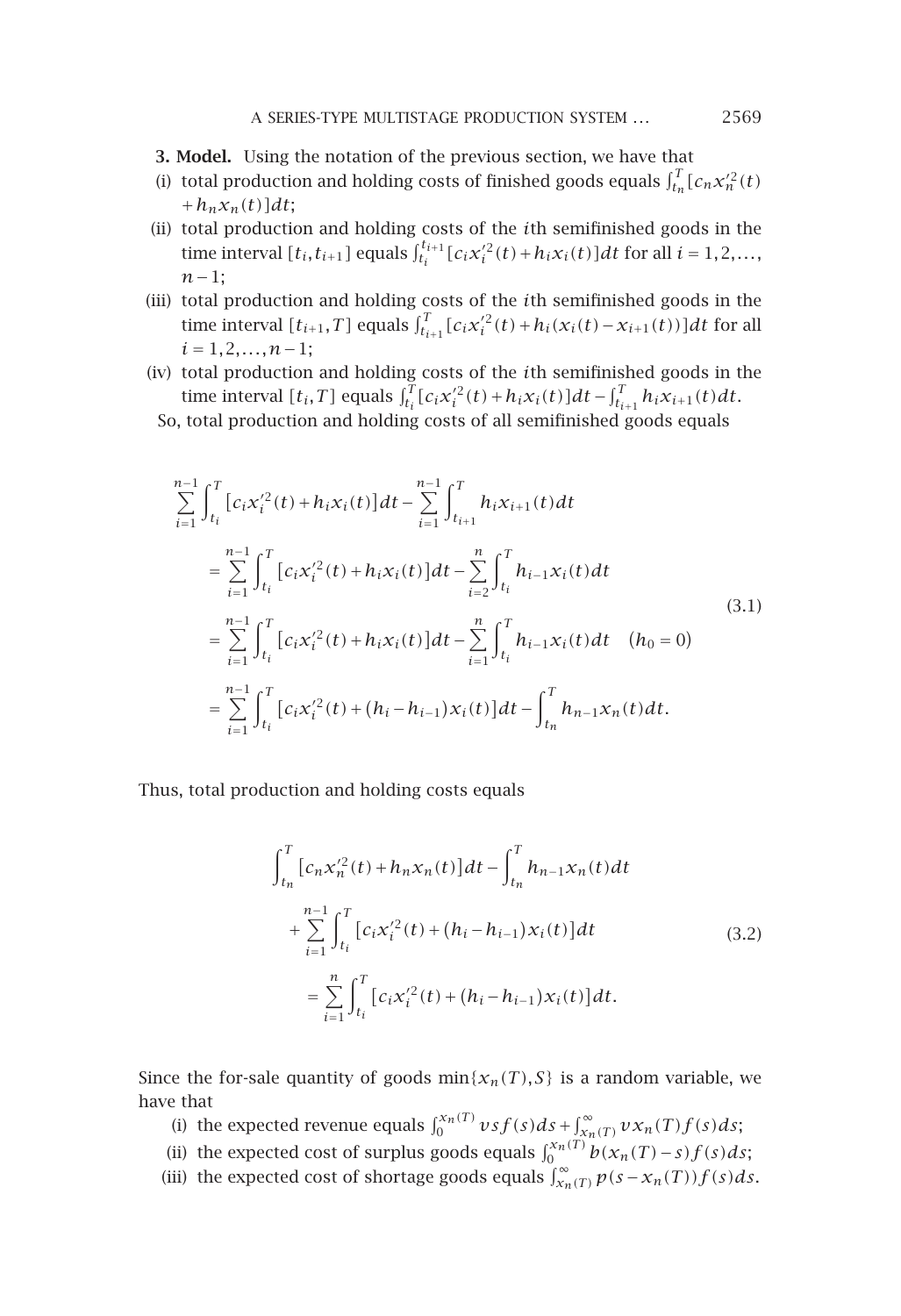**3. Model.** Using the notation of the previous section, we have that

(i) total production and holding costs of finished goods equals $\int_{t_n}^{T}[c_n x_n'^2(t) + h_n x_n(t)]dt$;

(ii) total production and holding costs of the $i$th semifinished goods in the time interval $[t_i, t_{i+1}]$ equals $\int_{t_i}^{t_{i+1}}[c_i x_i'^2(t) + h_i x_i(t)]dt$ for all $i = 1, 2, \ldots, n-1$;

(iii) total production and holding costs of the $i$th semifinished goods in the time interval $[t_{i+1}, T]$ equals $\int_{t_{i+1}}^{T}[c_i x_i'^2(t) + h_i(x_i(t) - x_{i+1}(t))]dt$ for all $i = 1, 2, \ldots, n-1$;

(iv) total production and holding costs of the $i$th semifinished goods in the time interval $[t_i, T]$ equals $\int_{t_i}^{T}[c_i x_i'^2(t) + h_i x_i(t)]dt - \int_{t_{i+1}}^{T} h_i x_{i+1}(t)dt$.

So, total production and holding costs of all semifinished goods equals

$$
\begin{aligned}
&\sum_{i=1}^{n-1}\int_{t_i}^{T}[c_i x_i'^2(t) + h_i x_i(t)]dt - \sum_{i=1}^{n-1}\int_{t_{i+1}}^{T} h_i x_{i+1}(t)dt \\
&\quad = \sum_{i=1}^{n-1}\int_{t_i}^{T}[c_i x_i'^2(t) + h_i x_i(t)]dt - \sum_{i=2}^{n}\int_{t_i}^{T} h_{i-1} x_i(t)dt \\
&\quad = \sum_{i=1}^{n-1}\int_{t_i}^{T}[c_i x_i'^2(t) + h_i x_i(t)]dt - \sum_{i=1}^{n}\int_{t_i}^{T} h_{i-1} x_i(t)dt \quad (h_0 = 0) \\
&\quad = \sum_{i=1}^{n-1}\int_{t_i}^{T}[c_i x_i'^2(t) + (h_i - h_{i-1}) x_i(t)]dt - \int_{t_n}^{T} h_{n-1} x_n(t)dt.
\end{aligned}
\tag{3.1}
$$

Thus, total production and holding costs equals

$$
\begin{aligned}
&\int_{t_n}^{T}[c_n x_n'^2(t) + h_n x_n(t)]dt - \int_{t_n}^{T} h_{n-1} x_n(t)dt \\
&\quad + \sum_{i=1}^{n-1}\int_{t_i}^{T}[c_i x_i'^2(t) + (h_i - h_{i-1}) x_i(t)]dt \\
&\quad = \sum_{i=1}^{n}\int_{t_i}^{T}[c_i x_i'^2(t) + (h_i - h_{i-1}) x_i(t)]dt.
\end{aligned}
\tag{3.2}
$$

Since the for-sale quantity of goods $\min\{x_n(T), S\}$ is a random variable, we have that

(i) the expected revenue equals $\int_{0}^{x_n(T)} v s f(s)ds + \int_{x_n(T)}^{\infty} v x_n(T) f(s)ds$;

(ii) the expected cost of surplus goods equals $\int_{0}^{x_n(T)} b(x_n(T) - s) f(s)ds$;

(iii) the expected cost of shortage goods equals $\int_{x_n(T)}^{\infty} p(s - x_n(T)) f(s)ds$.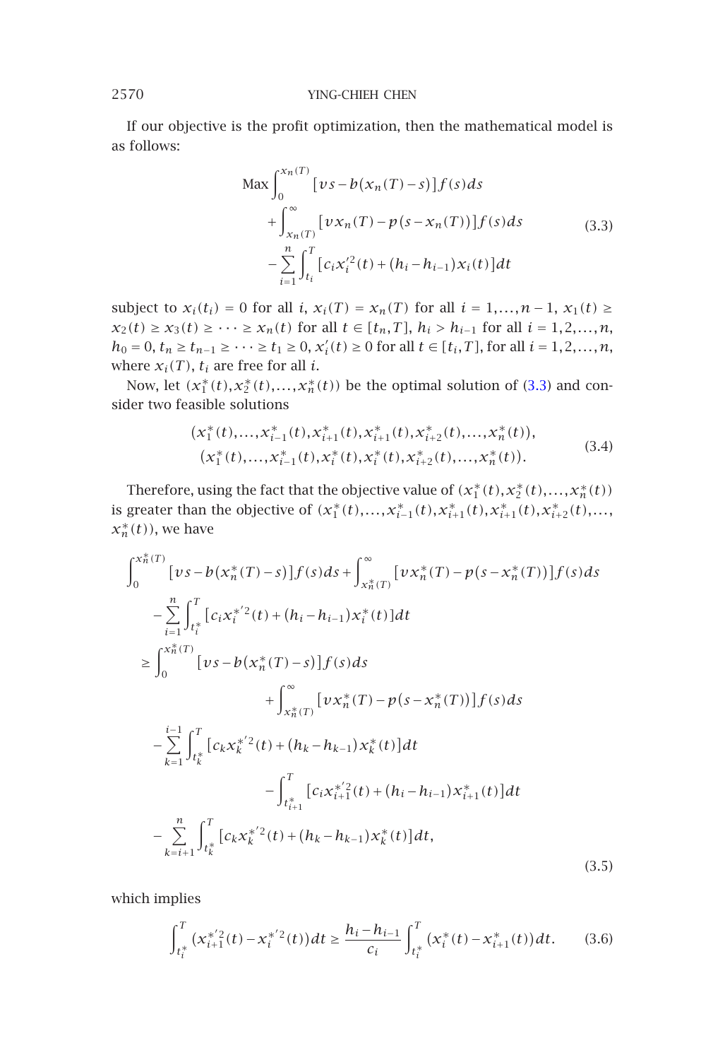If our objective is the profit optimization, then the mathematical model is as follows:

$$
\begin{aligned}
\text{Max} \int_0^{x_n(T)} &[vs - b(x_n(T)-s)] f(s)\,ds \\
&+ \int_{x_n(T)}^{\infty} [v x_n(T) - p(s - x_n(T))] f(s)\,ds \\
&- \sum_{i=1}^{n} \int_{t_i}^{T} [c_i x_i'^2(t) + (h_i - h_{i-1}) x_i(t)]\,dt
\end{aligned}
\tag{3.3}
$$

subject to $x_i(t_i) = 0$ for all $i$, $x_i(T) = x_n(T)$ for all $i = 1,\dots,n-1$, $x_1(t) \ge x_2(t) \ge x_3(t) \ge \cdots \ge x_n(t)$ for all $t \in [t_n, T]$, $h_i > h_{i-1}$ for all $i = 1,2,\dots,n$, $h_0 = 0$, $t_n \ge t_{n-1} \ge \cdots \ge t_1 \ge 0$, $x_i'(t) \ge 0$ for all $t \in [t_i, T]$, for all $i = 1,2,\dots,n$, where $x_i(T)$, $t_i$ are free for all $i$.

Now, let $(x_1^*(t), x_2^*(t), \dots, x_n^*(t))$ be the optimal solution of (3.3) and consider two feasible solutions

$$
\begin{aligned}
&(x_1^*(t), \dots, x_{i-1}^*(t), x_{i+1}^*(t), x_{i+1}^*(t), x_{i+2}^*(t), \dots, x_n^*(t)), \\
&(x_1^*(t), \dots, x_{i-1}^*(t), x_i^*(t), x_i^*(t), x_{i+2}^*(t), \dots, x_n^*(t)).
\end{aligned}
\tag{3.4}
$$

Therefore, using the fact that the objective value of $(x_1^*(t), x_2^*(t), \dots, x_n^*(t))$ is greater than the objective of $(x_1^*(t), \dots, x_{i-1}^*(t), x_{i+1}^*(t), x_{i+1}^*(t), x_{i+2}^*(t), \dots, x_n^*(t))$, we have

$$
\begin{aligned}
\int_0^{x_n^*(T)} &[vs - b(x_n^*(T)-s)] f(s)\,ds + \int_{x_n^*(T)}^{\infty} [v x_n^*(T) - p(s - x_n^*(T))] f(s)\,ds \\
&- \sum_{i=1}^{n} \int_{t_i^*}^{T} [c_i x_i^{*'2}(t) + (h_i - h_{i-1}) x_i^*(t)]\,dt \\
\ge& \int_0^{x_n^*(T)} [vs - b(x_n^*(T)-s)] f(s)\,ds \\
&\qquad + \int_{x_n^*(T)}^{\infty} [v x_n^*(T) - p(s - x_n^*(T))] f(s)\,ds \\
&- \sum_{k=1}^{i-1} \int_{t_k^*}^{T} [c_k x_k^{*'2}(t) + (h_k - h_{k-1}) x_k^*(t)]\,dt \\
&\qquad - \int_{t_{i+1}^*}^{T} [c_i x_{i+1}^{*'2}(t) + (h_i - h_{i-1}) x_{i+1}^*(t)]\,dt \\
&- \sum_{k=i+1}^{n} \int_{t_k^*}^{T} [c_k x_k^{*'2}(t) + (h_k - h_{k-1}) x_k^*(t)]\,dt,
\end{aligned}
\tag{3.5}
$$

which implies

$$
\int_{t_i^*}^{T} (x_{i+1}^{*'2}(t) - x_i^{*'2}(t))\,dt \ge \frac{h_i - h_{i-1}}{c_i} \int_{t_i^*}^{T} (x_i^*(t) - x_{i+1}^*(t))\,dt. \tag{3.6}
$$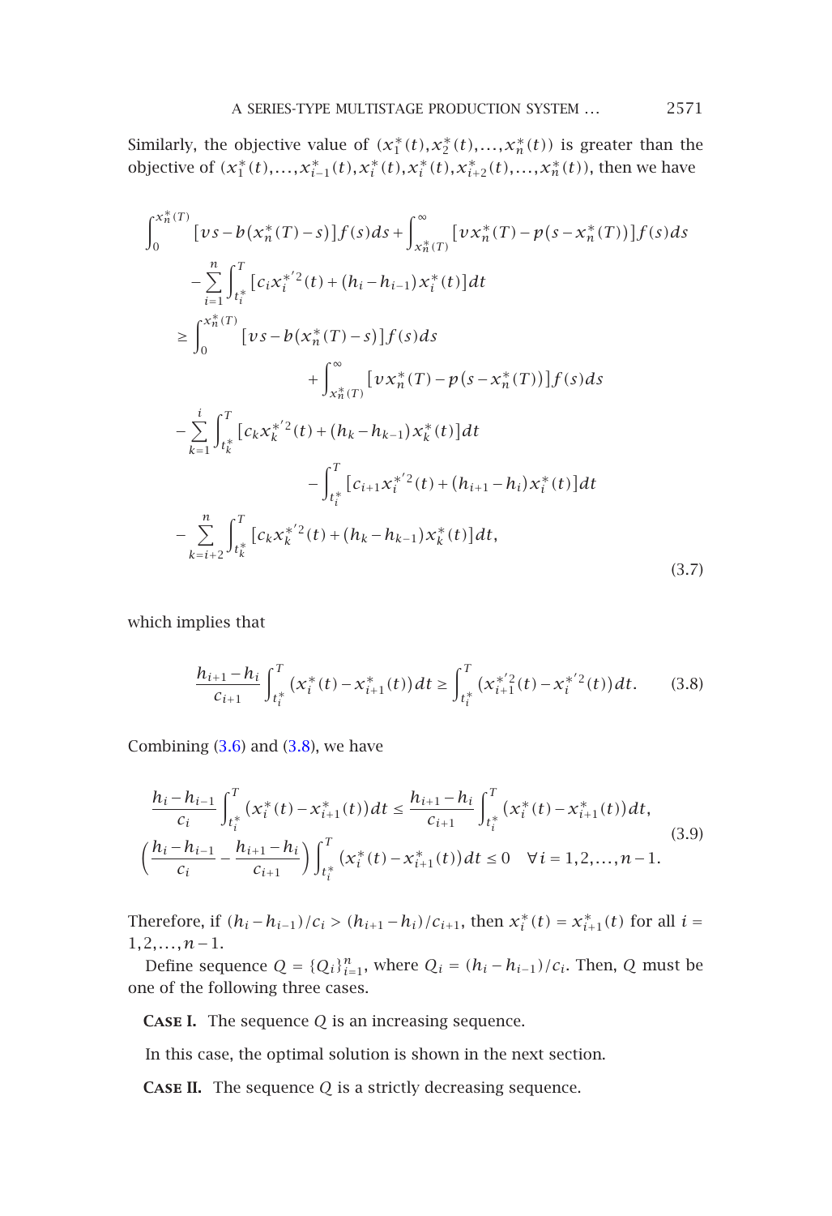Similarly, the objective value of $(x_1^*(t), x_2^*(t), \dots, x_n^*(t))$ is greater than the objective of $(x_1^*(t), \dots, x_{i-1}^*(t), x_i^*(t), x_i^*(t), x_{i+2}^*(t), \dots, x_n^*(t))$, then we have

$$
\begin{aligned}
&\int_0^{x_n^*(T)} \left[vs - b(x_n^*(T) - s)\right] f(s)\,ds + \int_{x_n^*(T)}^{\infty} \left[v x_n^*(T) - p(s - x_n^*(T))\right] f(s)\,ds \\
&\quad - \sum_{i=1}^{n} \int_{t_i^*}^{T} \left[c_i x_i^{*'2}(t) + (h_i - h_{i-1}) x_i^*(t)\right] dt \\
&\geq \int_0^{x_n^*(T)} \left[vs - b(x_n^*(T) - s)\right] f(s)\,ds \\
&\qquad\qquad + \int_{x_n^*(T)}^{\infty} \left[v x_n^*(T) - p(s - x_n^*(T))\right] f(s)\,ds \\
&\quad - \sum_{k=1}^{i} \int_{t_k^*}^{T} \left[c_k x_k^{*'2}(t) + (h_k - h_{k-1}) x_k^*(t)\right] dt \\
&\qquad\qquad - \int_{t_i^*}^{T} \left[c_{i+1} x_i^{*'2}(t) + (h_{i+1} - h_i) x_i^*(t)\right] dt \\
&\quad - \sum_{k=i+2}^{n} \int_{t_k^*}^{T} \left[c_k x_k^{*'2}(t) + (h_k - h_{k-1}) x_k^*(t)\right] dt,
\end{aligned}
\tag{3.7}
$$

which implies that

$$
\frac{h_{i+1} - h_i}{c_{i+1}} \int_{t_i^*}^{T} \left(x_i^*(t) - x_{i+1}^*(t)\right) dt \geq \int_{t_i^*}^{T} \left(x_{i+1}^{*'2}(t) - x_i^{*'2}(t)\right) dt. \tag{3.8}
$$

Combining (3.6) and (3.8), we have

$$
\begin{gathered}
\frac{h_i - h_{i-1}}{c_i} \int_{t_i^*}^{T} \left(x_i^*(t) - x_{i+1}^*(t)\right) dt \leq \frac{h_{i+1} - h_i}{c_{i+1}} \int_{t_i^*}^{T} \left(x_i^*(t) - x_{i+1}^*(t)\right) dt, \\
\left(\frac{h_i - h_{i-1}}{c_i} - \frac{h_{i+1} - h_i}{c_{i+1}}\right) \int_{t_i^*}^{T} \left(x_i^*(t) - x_{i+1}^*(t)\right) dt \leq 0 \quad \forall i = 1, 2, \dots, n-1.
\end{gathered}
\tag{3.9}
$$

Therefore, if $(h_i - h_{i-1})/c_i > (h_{i+1} - h_i)/c_{i+1}$, then $x_i^*(t) = x_{i+1}^*(t)$ for all $i = 1, 2, \dots, n-1$.

Define sequence $Q = \{Q_i\}_{i=1}^{n}$, where $Q_i = (h_i - h_{i-1})/c_i$. Then, $Q$ must be one of the following three cases.

**Case I.** The sequence $Q$ is an increasing sequence.

In this case, the optimal solution is shown in the next section.

**Case II.** The sequence $Q$ is a strictly decreasing sequence.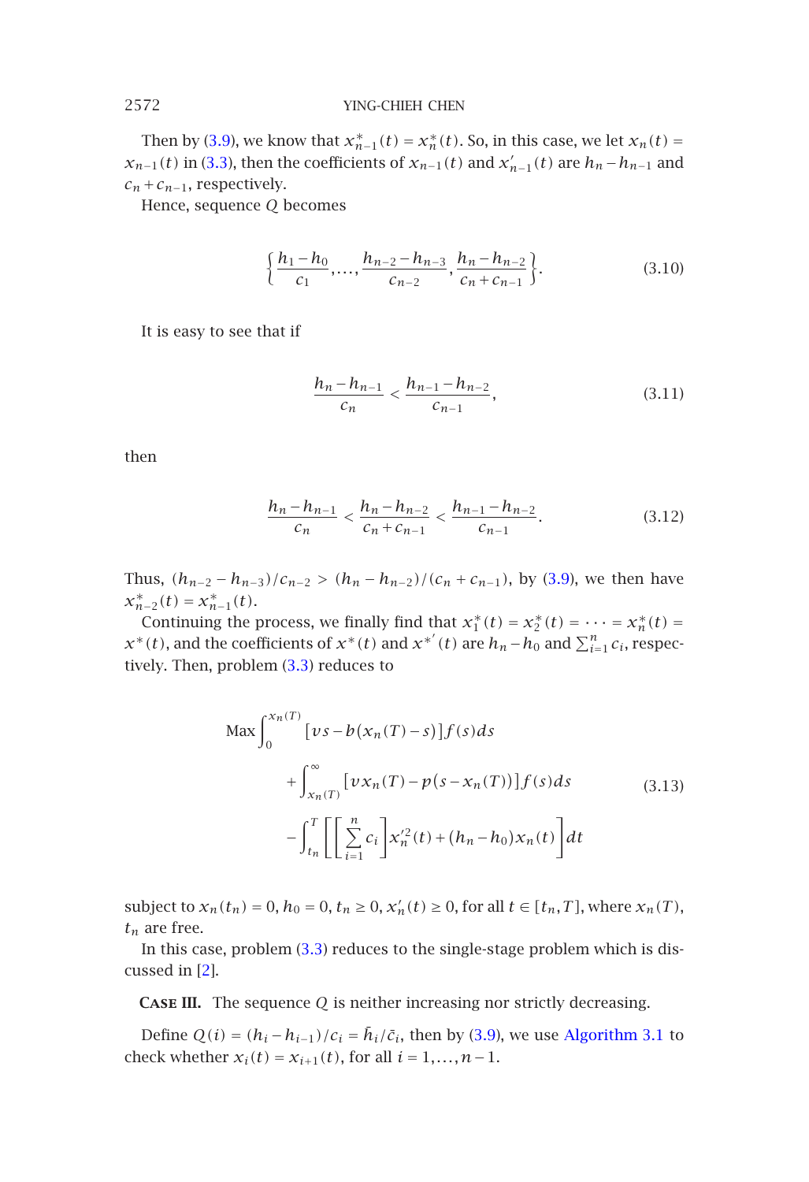Then by (3.9), we know that $x^*_{n-1}(t) = x^*_n(t)$. So, in this case, we let $x_n(t) = x_{n-1}(t)$ in (3.3), then the coefficients of $x_{n-1}(t)$ and $x'_{n-1}(t)$ are $h_n - h_{n-1}$ and $c_n + c_{n-1}$, respectively.

Hence, sequence $Q$ becomes

$$\left\{ \frac{h_1 - h_0}{c_1}, \ldots, \frac{h_{n-2} - h_{n-3}}{c_{n-2}}, \frac{h_n - h_{n-2}}{c_n + c_{n-1}} \right\}. \tag{3.10}$$

It is easy to see that if

$$\frac{h_n - h_{n-1}}{c_n} < \frac{h_{n-1} - h_{n-2}}{c_{n-1}}, \tag{3.11}$$

then

$$\frac{h_n - h_{n-1}}{c_n} < \frac{h_n - h_{n-2}}{c_n + c_{n-1}} < \frac{h_{n-1} - h_{n-2}}{c_{n-1}}. \tag{3.12}$$

Thus, $(h_{n-2} - h_{n-3})/c_{n-2} > (h_n - h_{n-2})/(c_n + c_{n-1})$, by (3.9), we then have $x^*_{n-2}(t) = x^*_{n-1}(t)$.

Continuing the process, we finally find that $x^*_1(t) = x^*_2(t) = \cdots = x^*_n(t) = x^*(t)$, and the coefficients of $x^*(t)$ and $x^{*'}(t)$ are $h_n - h_0$ and $\sum_{i=1}^{n} c_i$, respectively. Then, problem (3.3) reduces to

$$\begin{aligned}
\text{Max} \int_0^{x_n(T)} & \left[vs - b\left(x_n(T) - s\right)\right] f(s)\, ds \\
& + \int_{x_n(T)}^{\infty} \left[v x_n(T) - p\left(s - x_n(T)\right)\right] f(s)\, ds \\
& - \int_{t_n}^{T} \left[ \left[ \sum_{i=1}^{n} c_i \right] x_n'^2(t) + (h_n - h_0) x_n(t) \right] dt
\end{aligned} \tag{3.13}$$

subject to $x_n(t_n) = 0$, $h_0 = 0$, $t_n \geq 0$, $x'_n(t) \geq 0$, for all $t \in [t_n, T]$, where $x_n(T)$, $t_n$ are free.

In this case, problem (3.3) reduces to the single-stage problem which is discussed in [2].

**Case III.** The sequence $Q$ is neither increasing nor strictly decreasing.

Define $Q(i) = (h_i - h_{i-1})/c_i = \bar{h}_i/\bar{c}_i$, then by (3.9), we use Algorithm 3.1 to check whether $x_i(t) = x_{i+1}(t)$, for all $i = 1, \ldots, n-1$.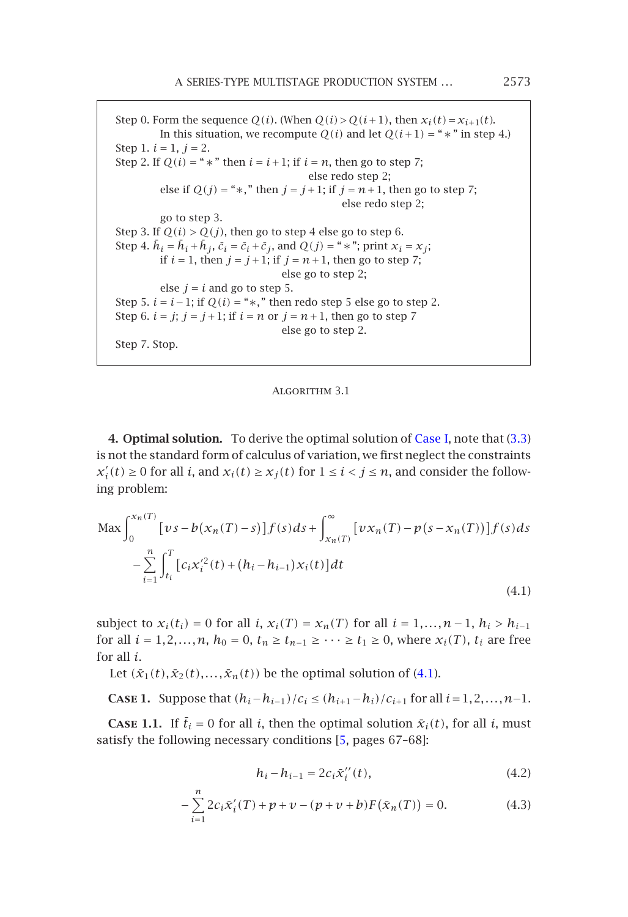```
Step 0. Form the sequence Q(i). (When Q(i) > Q(i+1), then x_i(t) = x_{i+1}(t).
        In this situation, we recompute Q(i) and let Q(i+1) = "*" in step 4.)
Step 1. i = 1, j = 2.
Step 2. If Q(i) = "*" then i = i+1; if i = n, then go to step 7;
                                     else redo step 2;
        else if Q(j) = "*," then j = j+1; if j = n+1, then go to step 7;
                                     else redo step 2;
        go to step 3.
Step 3. If Q(i) > Q(j), then go to step 4 else go to step 6.
Step 4. h̄_i = h̄_i + h̄_j, c̄_i = c̄_i + c̄_j, and Q(j) = "*"; print x_i = x_j;
        if i = 1, then j = j+1; if j = n+1, then go to step 7;
                              else go to step 2;
        else j = i and go to step 5.
Step 5. i = i-1; if Q(i) = "*," then redo step 5 else go to step 2.
Step 6. i = j; j = j+1; if i = n or j = n+1, then go to step 7
                              else go to step 2.
Step 7. Stop.
```

Algorithm 3.1

**4. Optimal solution.** To derive the optimal solution of Case I, note that (3.3) is not the standard form of calculus of variation, we first neglect the constraints $x_i'(t) \geq 0$ for all $i$, and $x_i(t) \geq x_j(t)$ for $1 \leq i < j \leq n$, and consider the following problem:

$$\text{Max} \int_0^{x_n(T)} \left[vs - b\left(x_n(T) - s\right)\right] f(s)\,ds + \int_{x_n(T)}^{\infty} \left[vx_n(T) - p\left(s - x_n(T)\right)\right] f(s)\,ds - \sum_{i=1}^{n} \int_{t_i}^{T} \left[c_i x_i'^2(t) + \left(h_i - h_{i-1}\right) x_i(t)\right] dt \tag{4.1}$$

subject to $x_i(t_i) = 0$ for all $i$, $x_i(T) = x_n(T)$ for all $i = 1, \ldots, n-1$, $h_i > h_{i-1}$ for all $i = 1, 2, \ldots, n$, $h_0 = 0$, $t_n \geq t_{n-1} \geq \cdots \geq t_1 \geq 0$, where $x_i(T)$, $t_i$ are free for all $i$.

Let $(\bar{x}_1(t), \bar{x}_2(t), \ldots, \bar{x}_n(t))$ be the optimal solution of (4.1).

**Case 1.** Suppose that $(h_i - h_{i-1})/c_i \leq (h_{i+1} - h_i)/c_{i+1}$ for all $i = 1, 2, \ldots, n-1$.

**Case 1.1.** If $\bar{t}_i = 0$ for all $i$, then the optimal solution $\bar{x}_i(t)$, for all $i$, must satisfy the following necessary conditions [5, pages 67–68]:

$$h_i - h_{i-1} = 2c_i \bar{x}_i''(t), \tag{4.2}$$

$$-\sum_{i=1}^{n} 2c_i \bar{x}_i'(T) + p + v - (p + v + b) F\left(\bar{x}_n(T)\right) = 0. \tag{4.3}$$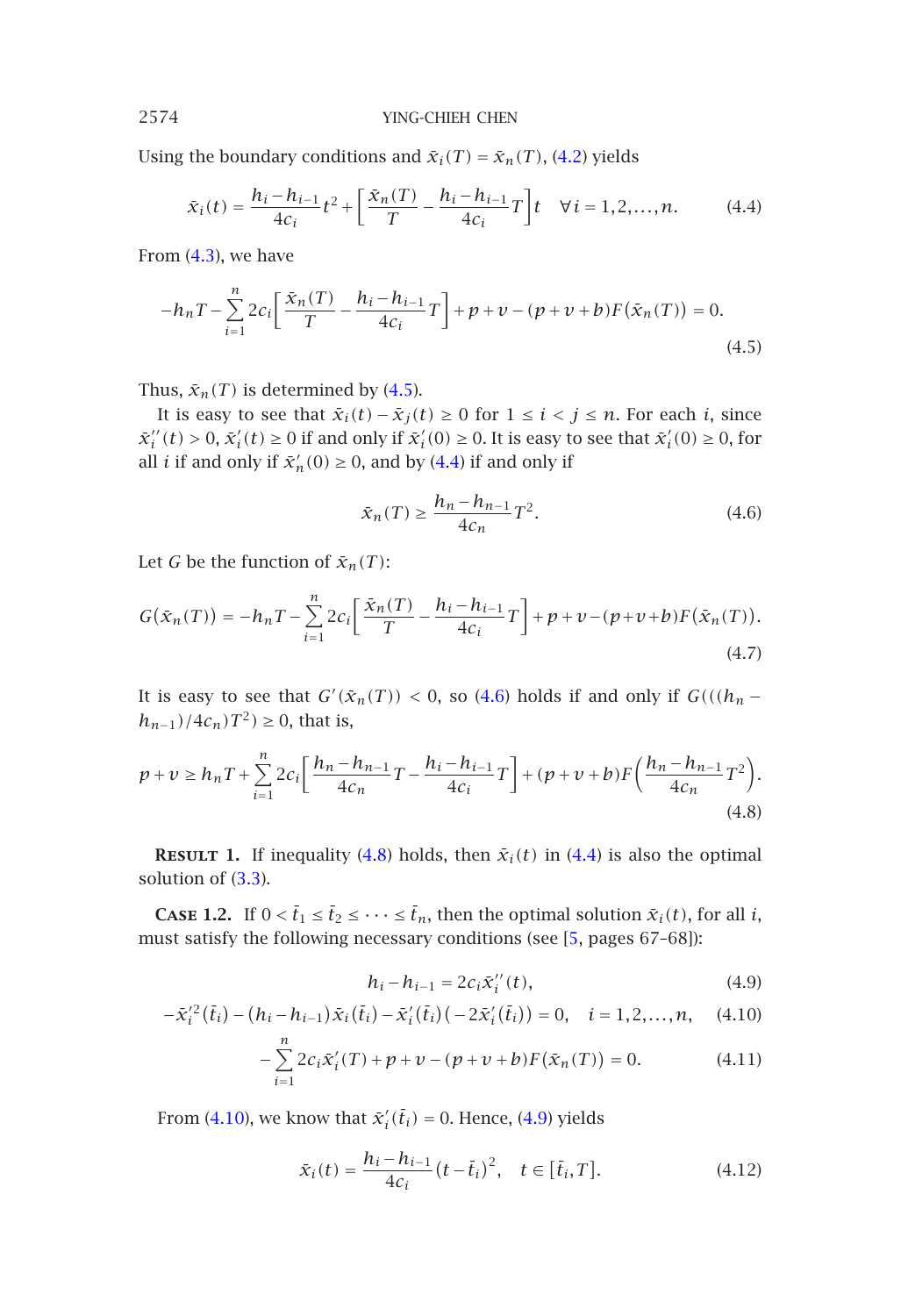Using the boundary conditions and $\bar{x}_i(T) = \bar{x}_n(T)$, (4.2) yields

$$\bar{x}_i(t) = \frac{h_i - h_{i-1}}{4c_i}t^2 + \left[\frac{\bar{x}_n(T)}{T} - \frac{h_i - h_{i-1}}{4c_i}T\right]t \quad \forall i = 1,2,\dots,n. \tag{4.4}$$

From (4.3), we have

$$-h_nT - \sum_{i=1}^{n} 2c_i\left[\frac{\bar{x}_n(T)}{T} - \frac{h_i - h_{i-1}}{4c_i}T\right] + p + v - (p+v+b)F(\bar{x}_n(T)) = 0. \tag{4.5}$$

Thus, $\bar{x}_n(T)$ is determined by (4.5).

It is easy to see that $\bar{x}_i(t) - \bar{x}_j(t) \geq 0$ for $1 \leq i < j \leq n$. For each $i$, since $\bar{x}_i''(t) > 0$, $\bar{x}_i'(t) \geq 0$ if and only if $\bar{x}_i'(0) \geq 0$. It is easy to see that $\bar{x}_i'(0) \geq 0$, for all $i$ if and only if $\bar{x}_n'(0) \geq 0$, and by (4.4) if and only if

$$\bar{x}_n(T) \geq \frac{h_n - h_{n-1}}{4c_n}T^2. \tag{4.6}$$

Let $G$ be the function of $\bar{x}_n(T)$:

$$G(\bar{x}_n(T)) = -h_nT - \sum_{i=1}^{n} 2c_i\left[\frac{\bar{x}_n(T)}{T} - \frac{h_i - h_{i-1}}{4c_i}T\right] + p + v - (p+v+b)F(\bar{x}_n(T)). \tag{4.7}$$

It is easy to see that $G'(\bar{x}_n(T)) < 0$, so (4.6) holds if and only if $G(((h_n - h_{n-1})/4c_n)T^2) \geq 0$, that is,

$$p + v \geq h_nT + \sum_{i=1}^{n} 2c_i\left[\frac{h_n - h_{n-1}}{4c_n}T - \frac{h_i - h_{i-1}}{4c_i}T\right] + (p+v+b)F\left(\frac{h_n - h_{n-1}}{4c_n}T^2\right). \tag{4.8}$$

**Result 1.** If inequality (4.8) holds, then $\bar{x}_i(t)$ in (4.4) is also the optimal solution of (3.3).

**Case 1.2.** If $0 < \bar{t}_1 \leq \bar{t}_2 \leq \cdots \leq \bar{t}_n$, then the optimal solution $\bar{x}_i(t)$, for all $i$, must satisfy the following necessary conditions (see [5, pages 67–68]):

$$h_i - h_{i-1} = 2c_i\bar{x}_i''(t), \tag{4.9}$$

$$-\bar{x}_i'^2(\bar{t}_i) - (h_i - h_{i-1})\bar{x}_i(\bar{t}_i) - \bar{x}_i'(\bar{t}_i)\left(-2\bar{x}_i'(\bar{t}_i)\right) = 0, \quad i = 1,2,\dots,n, \tag{4.10}$$

$$-\sum_{i=1}^{n} 2c_i\bar{x}_i'(T) + p + v - (p+v+b)F(\bar{x}_n(T)) = 0. \tag{4.11}$$

From (4.10), we know that $\bar{x}_i'(\bar{t}_i) = 0$. Hence, (4.9) yields

$$\bar{x}_i(t) = \frac{h_i - h_{i-1}}{4c_i}(t - \bar{t}_i)^2, \quad t \in [\bar{t}_i, T]. \tag{4.12}$$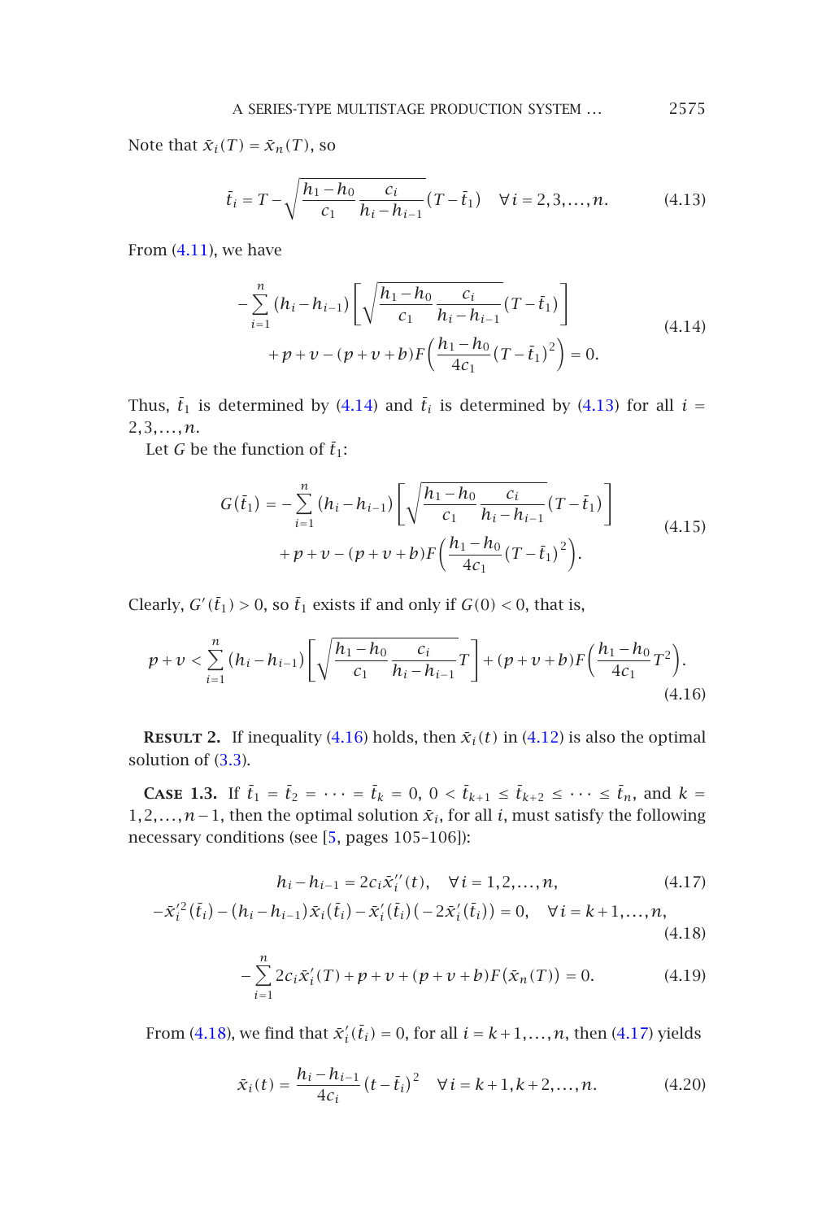Note that $\bar{x}_i(T) = \bar{x}_n(T)$, so

$$\bar{t}_i = T - \sqrt{\frac{h_1 - h_0}{c_1}\frac{c_i}{h_i - h_{i-1}}}(T - \bar{t}_1) \quad \forall i = 2,3,\ldots,n. \tag{4.13}$$

From (4.11), we have

$$\begin{aligned} -\sum_{i=1}^{n}(h_i - h_{i-1})\left[\sqrt{\frac{h_1 - h_0}{c_1}\frac{c_i}{h_i - h_{i-1}}}(T - \bar{t}_1)\right] \\ + p + v - (p + v + b)F\left(\frac{h_1 - h_0}{4c_1}(T - \bar{t}_1)^2\right) = 0. \end{aligned} \tag{4.14}$$

Thus, $\bar{t}_1$ is determined by (4.14) and $\bar{t}_i$ is determined by (4.13) for all $i = 2,3,\ldots,n$.

Let $G$ be the function of $\bar{t}_1$:

$$\begin{aligned} G(\bar{t}_1) = -\sum_{i=1}^{n}(h_i - h_{i-1})\left[\sqrt{\frac{h_1 - h_0}{c_1}\frac{c_i}{h_i - h_{i-1}}}(T - \bar{t}_1)\right] \\ + p + v - (p + v + b)F\left(\frac{h_1 - h_0}{4c_1}(T - \bar{t}_1)^2\right). \end{aligned} \tag{4.15}$$

Clearly, $G'(\bar{t}_1) > 0$, so $\bar{t}_1$ exists if and only if $G(0) < 0$, that is,

$$p + v < \sum_{i=1}^{n}(h_i - h_{i-1})\left[\sqrt{\frac{h_1 - h_0}{c_1}\frac{c_i}{h_i - h_{i-1}}}T\right] + (p + v + b)F\left(\frac{h_1 - h_0}{4c_1}T^2\right). \tag{4.16}$$

**Result 2.** If inequality (4.16) holds, then $\bar{x}_i(t)$ in (4.12) is also the optimal solution of (3.3).

**Case 1.3.** If $\bar{t}_1 = \bar{t}_2 = \cdots = \bar{t}_k = 0$, $0 < \bar{t}_{k+1} \le \bar{t}_{k+2} \le \cdots \le \bar{t}_n$, and $k = 1,2,\ldots,n-1$, then the optimal solution $\bar{x}_i$, for all $i$, must satisfy the following necessary conditions (see [5, pages 105-106]):

$$h_i - h_{i-1} = 2c_i\bar{x}_i''(t), \quad \forall i = 1,2,\ldots,n, \tag{4.17}$$

$$-\bar{x}_i'^2(\bar{t}_i) - (h_i - h_{i-1})\bar{x}_i(\bar{t}_i) - \bar{x}_i'(\bar{t}_i)(-2\bar{x}_i'(\bar{t}_i)) = 0, \quad \forall i = k+1,\ldots,n, \tag{4.18}$$

$$-\sum_{i=1}^{n}2c_i\bar{x}_i'(T) + p + v + (p + v + b)F(\bar{x}_n(T)) = 0. \tag{4.19}$$

From (4.18), we find that $\bar{x}_i'(\bar{t}_i) = 0$, for all $i = k+1,\ldots,n$, then (4.17) yields

$$\bar{x}_i(t) = \frac{h_i - h_{i-1}}{4c_i}(t - \bar{t}_i)^2 \quad \forall i = k+1,k+2,\ldots,n. \tag{4.20}$$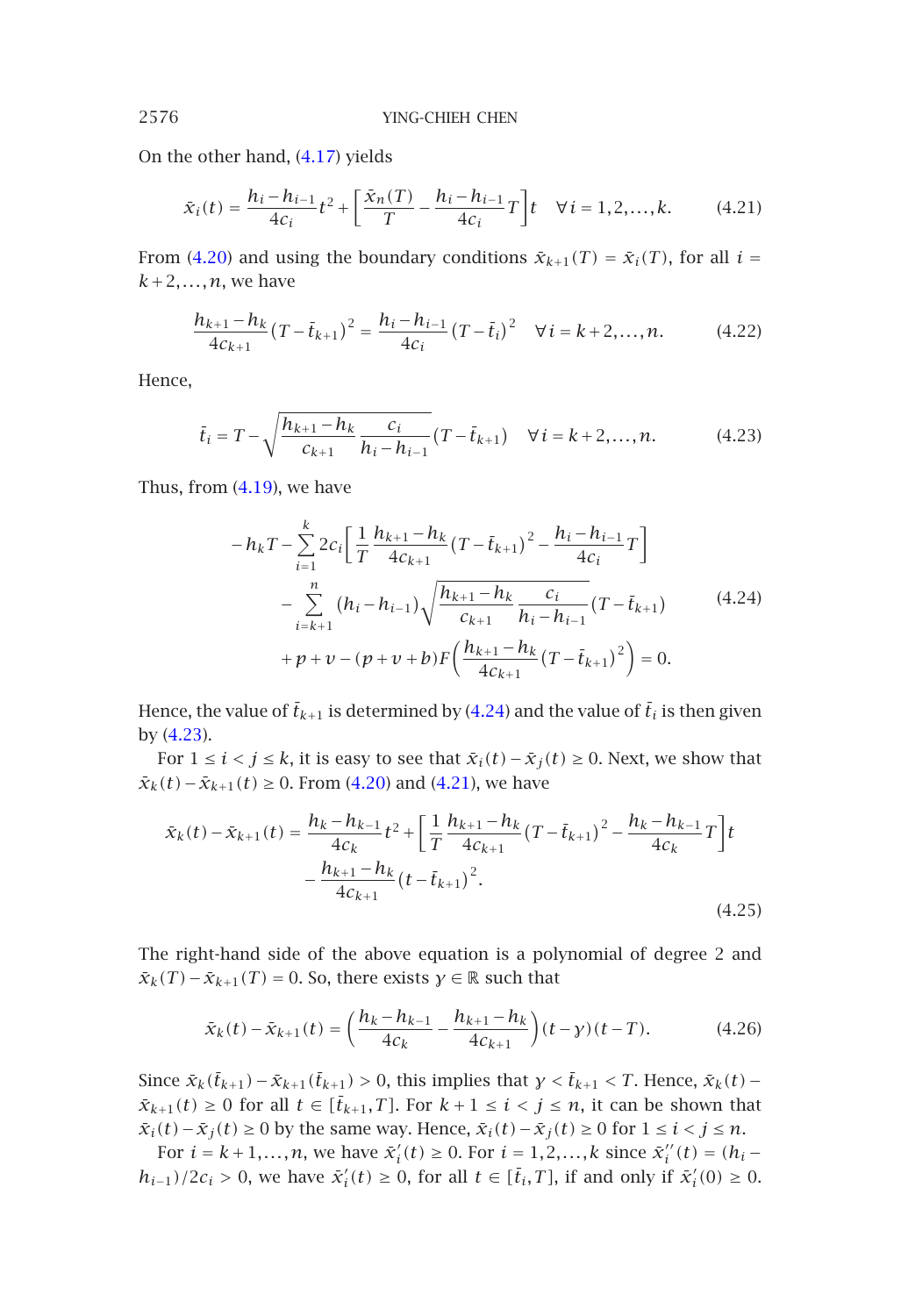On the other hand, (4.17) yields

$$\bar{x}_i(t) = \frac{h_i - h_{i-1}}{4c_i}t^2 + \left[\frac{\bar{x}_n(T)}{T} - \frac{h_i - h_{i-1}}{4c_i}T\right]t \quad \forall i = 1,2,\dots,k. \tag{4.21}$$

From (4.20) and using the boundary conditions $\bar{x}_{k+1}(T) = \bar{x}_i(T)$, for all $i = k+2,\dots,n$, we have

$$\frac{h_{k+1} - h_k}{4c_{k+1}}(T - \bar{t}_{k+1})^2 = \frac{h_i - h_{i-1}}{4c_i}(T - \bar{t}_i)^2 \quad \forall i = k+2,\dots,n. \tag{4.22}$$

Hence,

$$\bar{t}_i = T - \sqrt{\frac{h_{k+1} - h_k}{c_{k+1}}\frac{c_i}{h_i - h_{i-1}}}(T - \bar{t}_{k+1}) \quad \forall i = k+2,\dots,n. \tag{4.23}$$

Thus, from (4.19), we have

$$\begin{aligned}
&-h_k T - \sum_{i=1}^{k} 2c_i\left[\frac{1}{T}\frac{h_{k+1} - h_k}{4c_{k+1}}(T - \bar{t}_{k+1})^2 - \frac{h_i - h_{i-1}}{4c_i}T\right] \\
&\quad - \sum_{i=k+1}^{n}(h_i - h_{i-1})\sqrt{\frac{h_{k+1} - h_k}{c_{k+1}}\frac{c_i}{h_i - h_{i-1}}}(T - \bar{t}_{k+1}) \\
&\quad + p + v - (p + v + b)F\left(\frac{h_{k+1} - h_k}{4c_{k+1}}(T - \bar{t}_{k+1})^2\right) = 0.
\end{aligned} \tag{4.24}$$

Hence, the value of $\bar{t}_{k+1}$ is determined by (4.24) and the value of $\bar{t}_i$ is then given by (4.23).

For $1 \le i < j \le k$, it is easy to see that $\bar{x}_i(t) - \bar{x}_j(t) \ge 0$. Next, we show that $\bar{x}_k(t) - \bar{x}_{k+1}(t) \ge 0$. From (4.20) and (4.21), we have

$$\begin{aligned}
\bar{x}_k(t) - \bar{x}_{k+1}(t) = {}& \frac{h_k - h_{k-1}}{4c_k}t^2 + \left[\frac{1}{T}\frac{h_{k+1} - h_k}{4c_{k+1}}(T - \bar{t}_{k+1})^2 - \frac{h_k - h_{k-1}}{4c_k}T\right]t \\
&- \frac{h_{k+1} - h_k}{4c_{k+1}}(t - \bar{t}_{k+1})^2.
\end{aligned} \tag{4.25}$$

The right-hand side of the above equation is a polynomial of degree 2 and $\bar{x}_k(T) - \bar{x}_{k+1}(T) = 0$. So, there exists $\gamma \in \mathbb{R}$ such that

$$\bar{x}_k(t) - \bar{x}_{k+1}(t) = \left(\frac{h_k - h_{k-1}}{4c_k} - \frac{h_{k+1} - h_k}{4c_{k+1}}\right)(t - \gamma)(t - T). \tag{4.26}$$

Since $\bar{x}_k(\bar{t}_{k+1}) - \bar{x}_{k+1}(\bar{t}_{k+1}) > 0$, this implies that $\gamma < \bar{t}_{k+1} < T$. Hence, $\bar{x}_k(t) - \bar{x}_{k+1}(t) \ge 0$ for all $t \in [\bar{t}_{k+1}, T]$. For $k+1 \le i < j \le n$, it can be shown that $\bar{x}_i(t) - \bar{x}_j(t) \ge 0$ by the same way. Hence, $\bar{x}_i(t) - \bar{x}_j(t) \ge 0$ for $1 \le i < j \le n$.

For $i = k+1,\dots,n$, we have $\bar{x}_i'(t) \ge 0$. For $i = 1,2,\dots,k$ since $\bar{x}_i''(t) = (h_i - h_{i-1})/2c_i > 0$, we have $\bar{x}_i'(t) \ge 0$, for all $t \in [\bar{t}_i, T]$, if and only if $\bar{x}_i'(0) \ge 0$.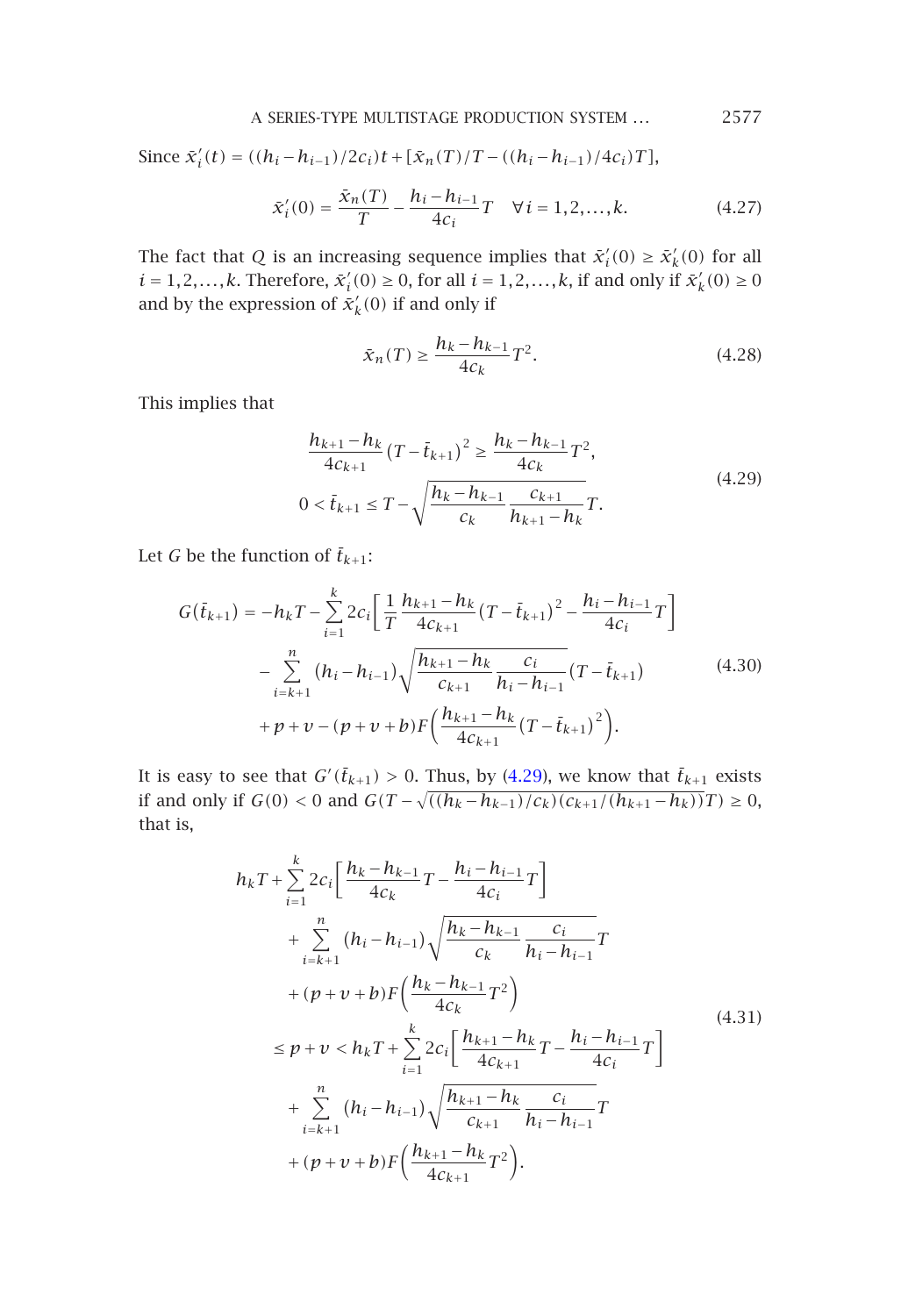Since $\bar{x}_i'(t) = ((h_i - h_{i-1})/2c_i)t + [\bar{x}_n(T)/T - ((h_i - h_{i-1})/4c_i)T]$,

$$\bar{x}_i'(0) = \frac{\bar{x}_n(T)}{T} - \frac{h_i - h_{i-1}}{4c_i}T \quad \forall i = 1,2,\ldots,k. \tag{4.27}$$

The fact that $Q$ is an increasing sequence implies that $\bar{x}_i'(0) \geq \bar{x}_k'(0)$ for all $i = 1,2,\ldots,k$. Therefore, $\bar{x}_i'(0) \geq 0$, for all $i = 1,2,\ldots,k$, if and only if $\bar{x}_k'(0) \geq 0$ and by the expression of $\bar{x}_k'(0)$ if and only if

$$\bar{x}_n(T) \geq \frac{h_k - h_{k-1}}{4c_k}T^2. \tag{4.28}$$

This implies that

$$\begin{gathered}\frac{h_{k+1} - h_k}{4c_{k+1}}\left(T - \bar{t}_{k+1}\right)^2 \geq \frac{h_k - h_{k-1}}{4c_k}T^2, \\ 0 < \bar{t}_{k+1} \leq T - \sqrt{\frac{h_k - h_{k-1}}{c_k}\frac{c_{k+1}}{h_{k+1} - h_k}}T.\end{gathered} \tag{4.29}$$

Let $G$ be the function of $\bar{t}_{k+1}$:

$$\begin{aligned}G(\bar{t}_{k+1}) = &-h_k T - \sum_{i=1}^{k} 2c_i\left[\frac{1}{T}\frac{h_{k+1} - h_k}{4c_{k+1}}\left(T - \bar{t}_{k+1}\right)^2 - \frac{h_i - h_{i-1}}{4c_i}T\right] \\ &- \sum_{i=k+1}^{n}\left(h_i - h_{i-1}\right)\sqrt{\frac{h_{k+1} - h_k}{c_{k+1}}\frac{c_i}{h_i - h_{i-1}}}\left(T - \bar{t}_{k+1}\right) \\ &+ p + v - (p + v + b)F\left(\frac{h_{k+1} - h_k}{4c_{k+1}}\left(T - \bar{t}_{k+1}\right)^2\right).\end{aligned} \tag{4.30}$$

It is easy to see that $G'(\bar{t}_{k+1}) > 0$. Thus, by (4.29), we know that $\bar{t}_{k+1}$ exists if and only if $G(0) < 0$ and $G(T - \sqrt{((h_k - h_{k-1})/c_k)(c_{k+1}/(h_{k+1} - h_k))}T) \geq 0$, that is,

$$\begin{aligned}&h_k T + \sum_{i=1}^{k} 2c_i\left[\frac{h_k - h_{k-1}}{4c_k}T - \frac{h_i - h_{i-1}}{4c_i}T\right] \\ &\quad + \sum_{i=k+1}^{n}\left(h_i - h_{i-1}\right)\sqrt{\frac{h_k - h_{k-1}}{c_k}\frac{c_i}{h_i - h_{i-1}}}T \\ &\quad + (p + v + b)F\left(\frac{h_k - h_{k-1}}{4c_k}T^2\right) \\ &\leq p + v < h_k T + \sum_{i=1}^{k} 2c_i\left[\frac{h_{k+1} - h_k}{4c_{k+1}}T - \frac{h_i - h_{i-1}}{4c_i}T\right] \\ &\quad + \sum_{i=k+1}^{n}\left(h_i - h_{i-1}\right)\sqrt{\frac{h_{k+1} - h_k}{c_{k+1}}\frac{c_i}{h_i - h_{i-1}}}T \\ &\quad + (p + v + b)F\left(\frac{h_{k+1} - h_k}{4c_{k+1}}T^2\right).\end{aligned} \tag{4.31}$$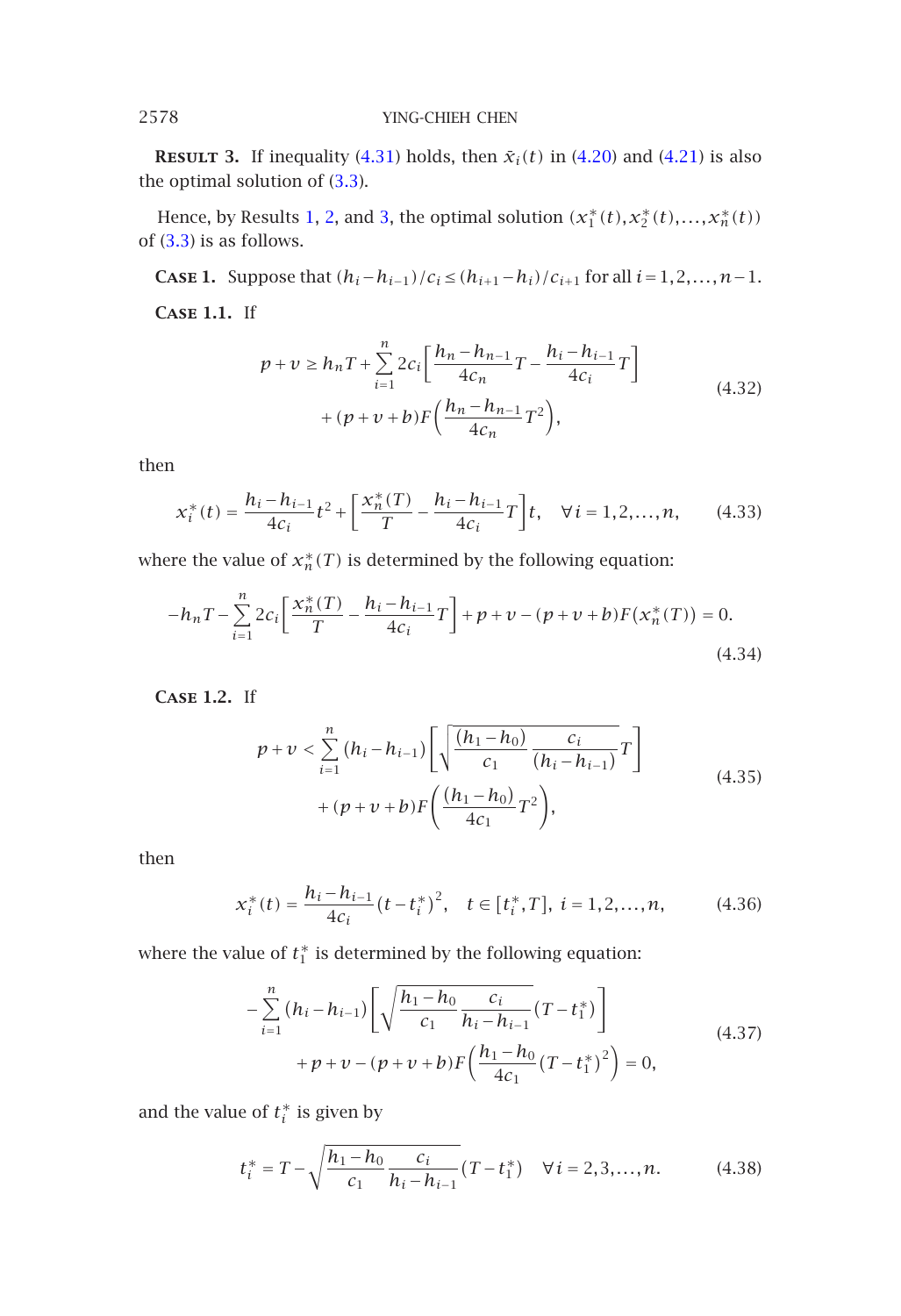**Result 3.** If inequality (4.31) holds, then $\bar{x}_i(t)$ in (4.20) and (4.21) is also the optimal solution of (3.3).

Hence, by Results 1, 2, and 3, the optimal solution $(x_1^*(t), x_2^*(t), \ldots, x_n^*(t))$ of (3.3) is as follows.

**Case 1.** Suppose that $(h_i - h_{i-1})/c_i \le (h_{i+1} - h_i)/c_{i+1}$ for all $i = 1, 2, \ldots, n-1$.

**Case 1.1.** If

$$
\begin{aligned}
p + v \ge h_n T + \sum_{i=1}^{n} 2c_i \left[ \frac{h_n - h_{n-1}}{4c_n} T - \frac{h_i - h_{i-1}}{4c_i} T \right] \\
+ (p + v + b) F\left( \frac{h_n - h_{n-1}}{4c_n} T^2 \right),
\end{aligned}
\tag{4.32}
$$

then

$$
x_i^*(t) = \frac{h_i - h_{i-1}}{4c_i} t^2 + \left[ \frac{x_n^*(T)}{T} - \frac{h_i - h_{i-1}}{4c_i} T \right] t, \quad \forall i = 1, 2, \ldots, n,
\tag{4.33}
$$

where the value of $x_n^*(T)$ is determined by the following equation:

$$
-h_n T - \sum_{i=1}^{n} 2c_i \left[ \frac{x_n^*(T)}{T} - \frac{h_i - h_{i-1}}{4c_i} T \right] + p + v - (p + v + b) F(x_n^*(T)) = 0.
\tag{4.34}
$$

**Case 1.2.** If

$$
\begin{aligned}
p + v < \sum_{i=1}^{n} (h_i - h_{i-1}) \left[ \sqrt{\frac{(h_1 - h_0)}{c_1} \frac{c_i}{(h_i - h_{i-1})}} T \right] \\
+ (p + v + b) F\left( \frac{(h_1 - h_0)}{4c_1} T^2 \right),
\end{aligned}
\tag{4.35}
$$

then

$$
x_i^*(t) = \frac{h_i - h_{i-1}}{4c_i} (t - t_i^*)^2, \quad t \in [t_i^*, T], \ i = 1, 2, \ldots, n,
\tag{4.36}
$$

where the value of $t_1^*$ is determined by the following equation:

$$
\begin{aligned}
-\sum_{i=1}^{n} (h_i - h_{i-1}) \left[ \sqrt{\frac{h_1 - h_0}{c_1} \frac{c_i}{h_i - h_{i-1}}} (T - t_1^*) \right] \\
+ p + v - (p + v + b) F\left( \frac{h_1 - h_0}{4c_1} (T - t_1^*)^2 \right) = 0,
\end{aligned}
\tag{4.37}
$$

and the value of $t_i^*$ is given by

$$
t_i^* = T - \sqrt{\frac{h_1 - h_0}{c_1} \frac{c_i}{h_i - h_{i-1}}} (T - t_1^*) \quad \forall i = 2, 3, \ldots, n.
\tag{4.38}
$$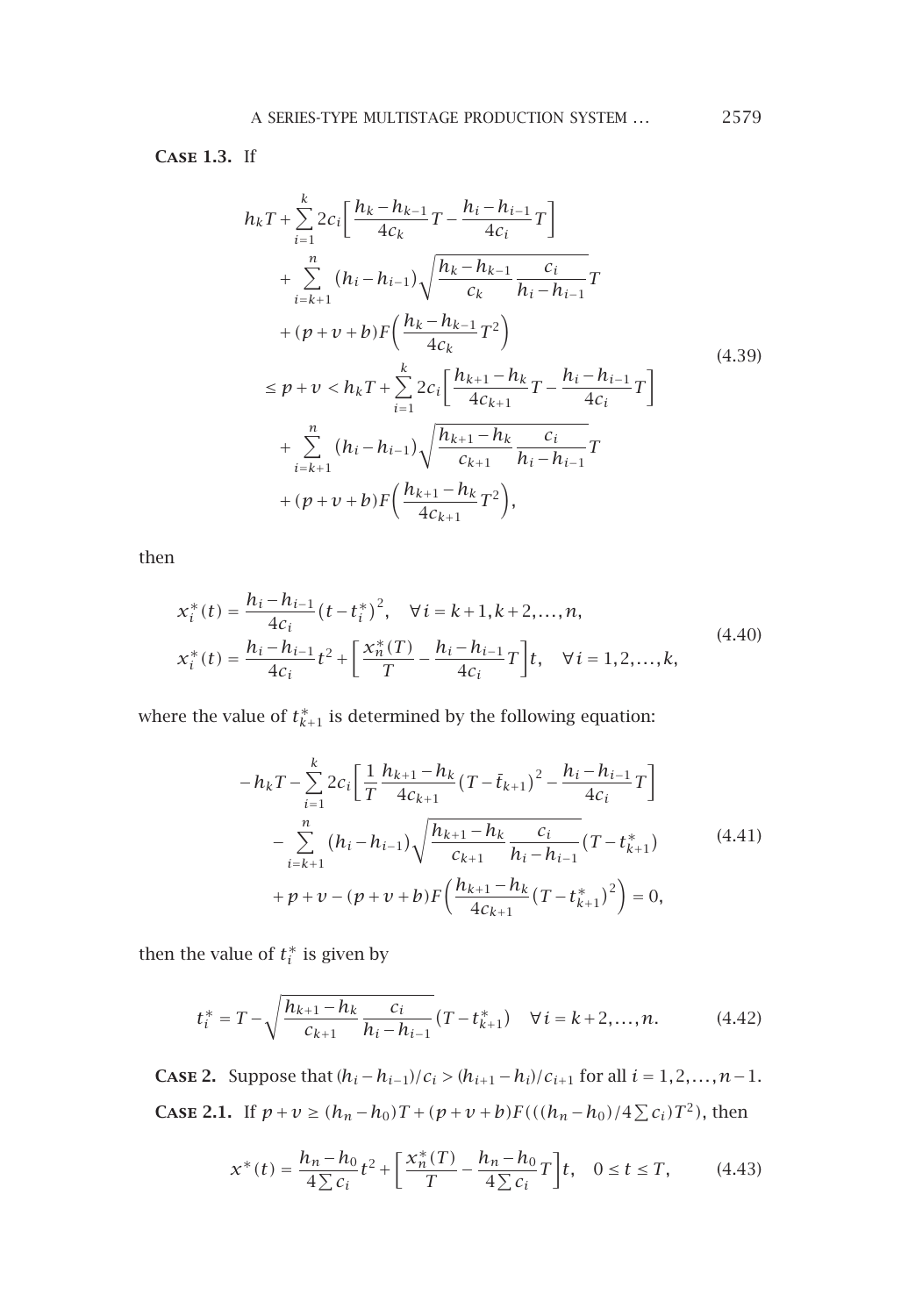**Case 1.3.** If

$$
\begin{aligned}
& h_k T + \sum_{i=1}^{k} 2c_i \left[ \frac{h_k - h_{k-1}}{4c_k} T - \frac{h_i - h_{i-1}}{4c_i} T \right] \\
& \quad + \sum_{i=k+1}^{n} (h_i - h_{i-1}) \sqrt{\frac{h_k - h_{k-1}}{c_k} \frac{c_i}{h_i - h_{i-1}}} T \\
& \quad + (p+v+b) F\left( \frac{h_k - h_{k-1}}{4c_k} T^2 \right) \\
& \le p + v < h_k T + \sum_{i=1}^{k} 2c_i \left[ \frac{h_{k+1} - h_k}{4c_{k+1}} T - \frac{h_i - h_{i-1}}{4c_i} T \right] \\
& \quad + \sum_{i=k+1}^{n} (h_i - h_{i-1}) \sqrt{\frac{h_{k+1} - h_k}{c_{k+1}} \frac{c_i}{h_i - h_{i-1}}} T \\
& \quad + (p+v+b) F\left( \frac{h_{k+1} - h_k}{4c_{k+1}} T^2 \right),
\end{aligned}
\tag{4.39}
$$

then

$$
\begin{aligned}
x_i^*(t) &= \frac{h_i - h_{i-1}}{4c_i} (t - t_i^*)^2, \quad \forall i = k+1, k+2, \dots, n, \\
x_i^*(t) &= \frac{h_i - h_{i-1}}{4c_i} t^2 + \left[ \frac{x_n^*(T)}{T} - \frac{h_i - h_{i-1}}{4c_i} T \right] t, \quad \forall i = 1, 2, \dots, k,
\end{aligned}
\tag{4.40}
$$

where the value of $t_{k+1}^*$ is determined by the following equation:

$$
\begin{aligned}
& -h_k T - \sum_{i=1}^{k} 2c_i \left[ \frac{1}{T} \frac{h_{k+1} - h_k}{4c_{k+1}} (T - \bar{t}_{k+1})^2 - \frac{h_i - h_{i-1}}{4c_i} T \right] \\
& \quad - \sum_{i=k+1}^{n} (h_i - h_{i-1}) \sqrt{\frac{h_{k+1} - h_k}{c_{k+1}} \frac{c_i}{h_i - h_{i-1}}} (T - t_{k+1}^*) \\
& \quad + p + v - (p+v+b) F\left( \frac{h_{k+1} - h_k}{4c_{k+1}} (T - t_{k+1}^*)^2 \right) = 0,
\end{aligned}
\tag{4.41}
$$

then the value of $t_i^*$ is given by

$$
t_i^* = T - \sqrt{\frac{h_{k+1} - h_k}{c_{k+1}} \frac{c_i}{h_i - h_{i-1}}} (T - t_{k+1}^*) \quad \forall i = k+2, \dots, n. \tag{4.42}
$$

**Case 2.** Suppose that $(h_i - h_{i-1})/c_i > (h_{i+1} - h_i)/c_{i+1}$ for all $i = 1, 2, \dots, n-1$.

**Case 2.1.** If $p + v \ge (h_n - h_0)T + (p+v+b)F(((h_n - h_0)/4\sum c_i)T^2)$, then

$$
x^*(t) = \frac{h_n - h_0}{4\sum c_i} t^2 + \left[ \frac{x_n^*(T)}{T} - \frac{h_n - h_0}{4\sum c_i} T \right] t, \quad 0 \le t \le T, \tag{4.43}
$$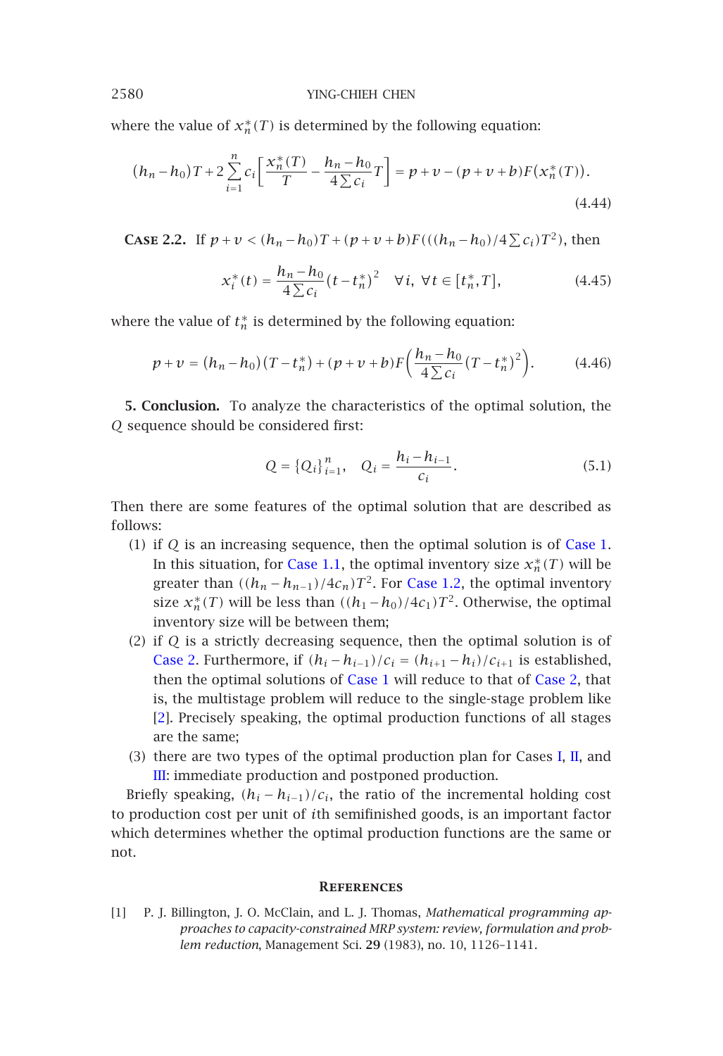where the value of $x_n^*(T)$ is determined by the following equation:

$$(h_n - h_0)T + 2\sum_{i=1}^{n} c_i\left[\frac{x_n^*(T)}{T} - \frac{h_n - h_0}{4\sum c_i}T\right] = p + v - (p + v + b)F\left(x_n^*(T)\right). \tag{4.44}$$

**Case 2.2.** If $p + v < (h_n - h_0)T + (p + v + b)F(((h_n - h_0)/4\sum c_i)T^2)$, then

$$x_i^*(t) = \frac{h_n - h_0}{4\sum c_i}(t - t_n^*)^2 \quad \forall i,\ \forall t \in [t_n^*, T], \tag{4.45}$$

where the value of $t_n^*$ is determined by the following equation:

$$p + v = (h_n - h_0)(T - t_n^*) + (p + v + b)F\left(\frac{h_n - h_0}{4\sum c_i}(T - t_n^*)^2\right). \tag{4.46}$$

**5. Conclusion.** To analyze the characteristics of the optimal solution, the $Q$ sequence should be considered first:

$$Q = \{Q_i\}_{i=1}^{n}, \quad Q_i = \frac{h_i - h_{i-1}}{c_i}. \tag{5.1}$$

Then there are some features of the optimal solution that are described as follows:

(1) if $Q$ is an increasing sequence, then the optimal solution is of Case 1. In this situation, for Case 1.1, the optimal inventory size $x_n^*(T)$ will be greater than $((h_n - h_{n-1})/4c_n)T^2$. For Case 1.2, the optimal inventory size $x_n^*(T)$ will be less than $((h_1 - h_0)/4c_1)T^2$. Otherwise, the optimal inventory size will be between them;

(2) if $Q$ is a strictly decreasing sequence, then the optimal solution is of Case 2. Furthermore, if $(h_i - h_{i-1})/c_i = (h_{i+1} - h_i)/c_{i+1}$ is established, then the optimal solutions of Case 1 will reduce to that of Case 2, that is, the multistage problem will reduce to the single-stage problem like [2]. Precisely speaking, the optimal production functions of all stages are the same;

(3) there are two types of the optimal production plan for Cases I, II, and III: immediate production and postponed production.

Briefly speaking, $(h_i - h_{i-1})/c_i$, the ratio of the incremental holding cost to production cost per unit of $i$th semifinished goods, is an important factor which determines whether the optimal production functions are the same or not.

## References

[1] P. J. Billington, J. O. McClain, and L. J. Thomas, *Mathematical programming approaches to capacity-constrained MRP system: review, formulation and problem reduction*, Management Sci. **29** (1983), no. 10, 1126–1141.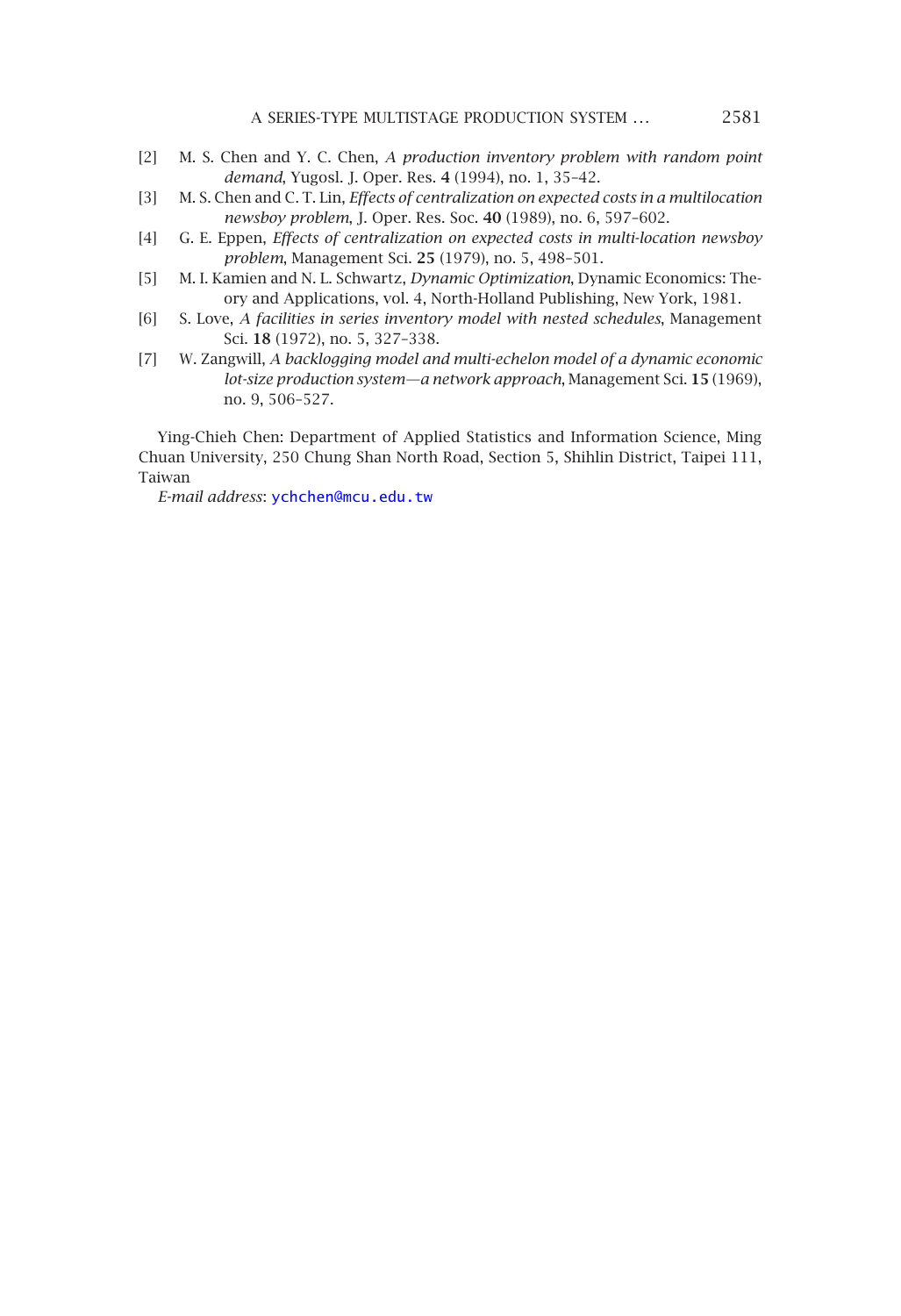[2] M. S. Chen and Y. C. Chen, *A production inventory problem with random point demand*, Yugosl. J. Oper. Res. **4** (1994), no. 1, 35–42.

[3] M. S. Chen and C. T. Lin, *Effects of centralization on expected costs in a multilocation newsboy problem*, J. Oper. Res. Soc. **40** (1989), no. 6, 597–602.

[4] G. E. Eppen, *Effects of centralization on expected costs in multi-location newsboy problem*, Management Sci. **25** (1979), no. 5, 498–501.

[5] M. I. Kamien and N. L. Schwartz, *Dynamic Optimization*, Dynamic Economics: Theory and Applications, vol. 4, North-Holland Publishing, New York, 1981.

[6] S. Love, *A facilities in series inventory model with nested schedules*, Management Sci. **18** (1972), no. 5, 327–338.

[7] W. Zangwill, *A backlogging model and multi-echelon model of a dynamic economic lot-size production system—a network approach*, Management Sci. **15** (1969), no. 9, 506–527.

Ying-Chieh Chen: Department of Applied Statistics and Information Science, Ming Chuan University, 250 Chung Shan North Road, Section 5, Shihlin District, Taipei 111, Taiwan

*E-mail address*: ychchen@mcu.edu.tw